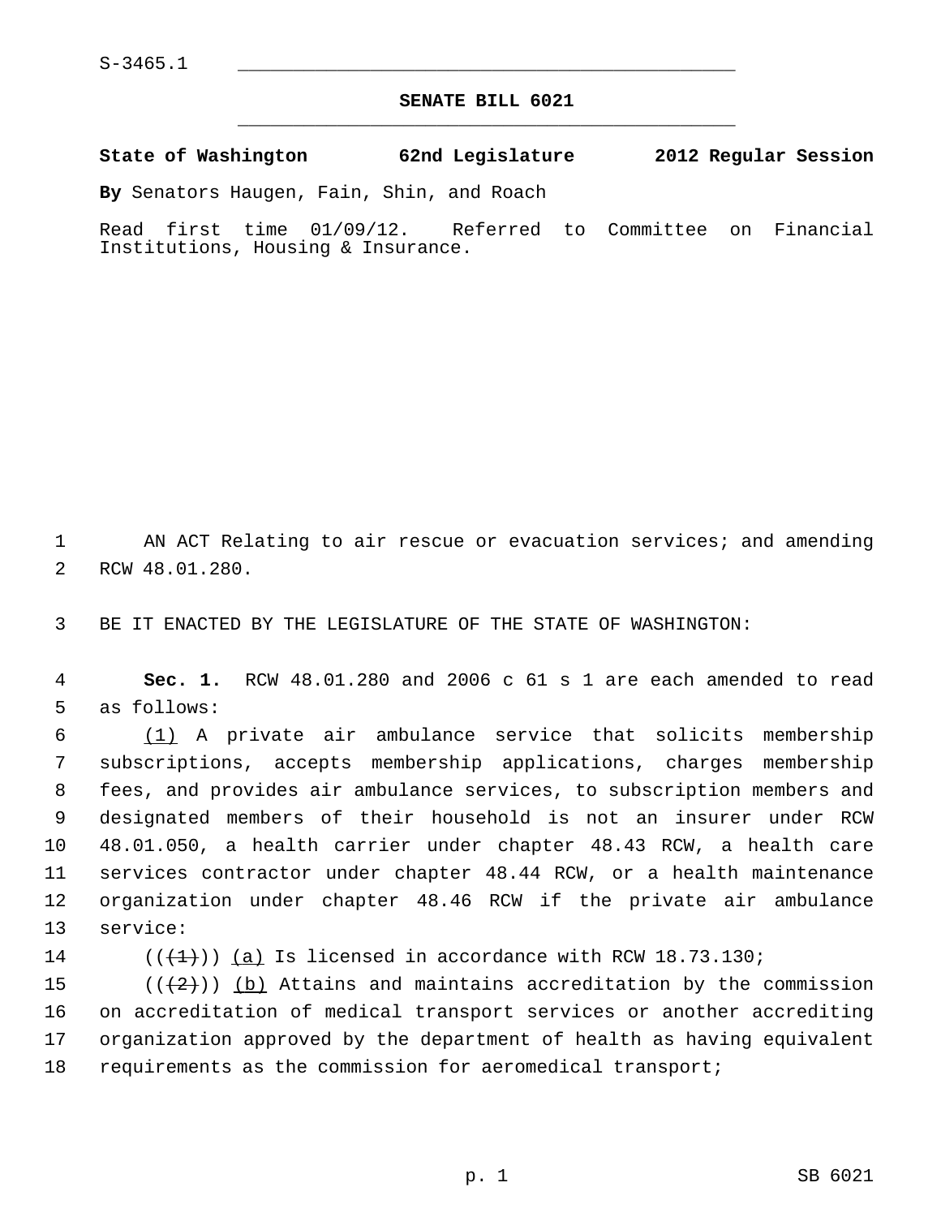S-3465.1

# SENATE BILL 6021

**State of Washington 62nd Legislature 2012 Regular Session**

**By** Senators Haugen, Fain, Shin, and Roach

Read first time 01/09/12. Referred to Committee on Financial Institutions, Housing & Insurance.

AN ACT Relating to air rescue or evacuation services; and amending RCW 48.01.280.

BE IT ENACTED BY THE LEGISLATURE OF THE STATE OF WASHINGTON:

**Sec. 1.** RCW 48.01.280 and 2006 c 61 s 1 are each amended to read as follows:

(1) A private air ambulance service that solicits membership subscriptions, accepts membership applications, charges membership fees, and provides air ambulance services, to subscription members and designated members of their household is not an insurer under RCW 48.01.050, a health carrier under chapter 48.43 RCW, a health care services contractor under chapter 48.44 RCW, or a health maintenance organization under chapter 48.46 RCW if the private air ambulance service:

((~~(1)~~)) (a) Is licensed in accordance with RCW 18.73.130;

((~~(2)~~)) (b) Attains and maintains accreditation by the commission on accreditation of medical transport services or another accrediting organization approved by the department of health as having equivalent requirements as the commission for aeromedical transport;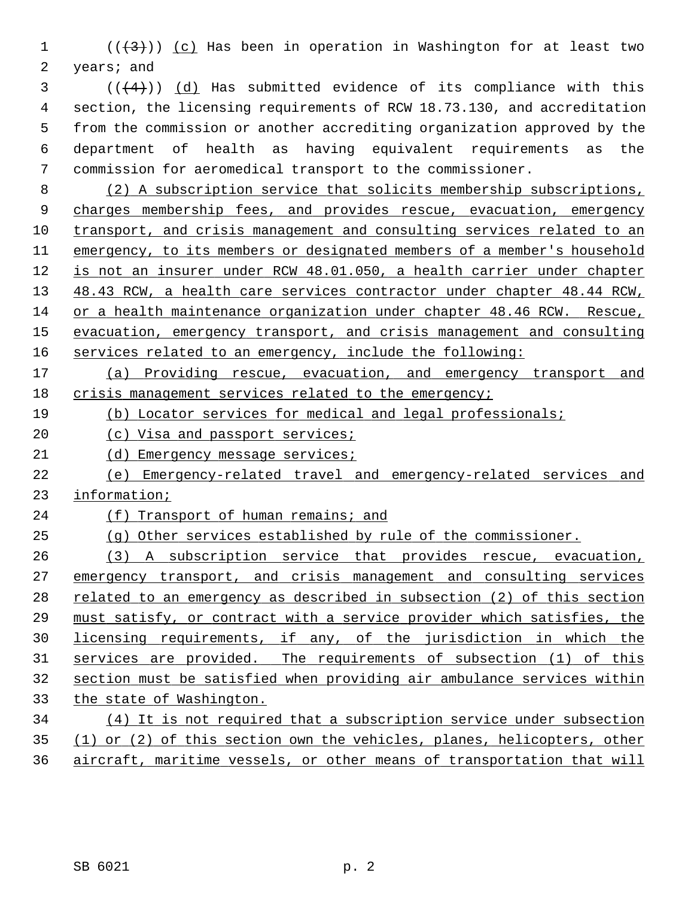(((3))) (c) Has been in operation in Washington for at least two years; and

(((4))) (d) Has submitted evidence of its compliance with this section, the licensing requirements of RCW 18.73.130, and accreditation from the commission or another accrediting organization approved by the department of health as having equivalent requirements as the commission for aeromedical transport to the commissioner.

(2) A subscription service that solicits membership subscriptions, charges membership fees, and provides rescue, evacuation, emergency transport, and crisis management and consulting services related to an emergency, to its members or designated members of a member's household is not an insurer under RCW 48.01.050, a health carrier under chapter 48.43 RCW, a health care services contractor under chapter 48.44 RCW, or a health maintenance organization under chapter 48.46 RCW. Rescue, evacuation, emergency transport, and crisis management and consulting services related to an emergency, include the following:

(a) Providing rescue, evacuation, and emergency transport and crisis management services related to the emergency;

(b) Locator services for medical and legal professionals;

(c) Visa and passport services;

(d) Emergency message services;

(e) Emergency-related travel and emergency-related services and information;

(f) Transport of human remains; and

(g) Other services established by rule of the commissioner.

(3) A subscription service that provides rescue, evacuation, emergency transport, and crisis management and consulting services related to an emergency as described in subsection (2) of this section must satisfy, or contract with a service provider which satisfies, the licensing requirements, if any, of the jurisdiction in which the services are provided. The requirements of subsection (1) of this section must be satisfied when providing air ambulance services within the state of Washington.

(4) It is not required that a subscription service under subsection (1) or (2) of this section own the vehicles, planes, helicopters, other aircraft, maritime vessels, or other means of transportation that will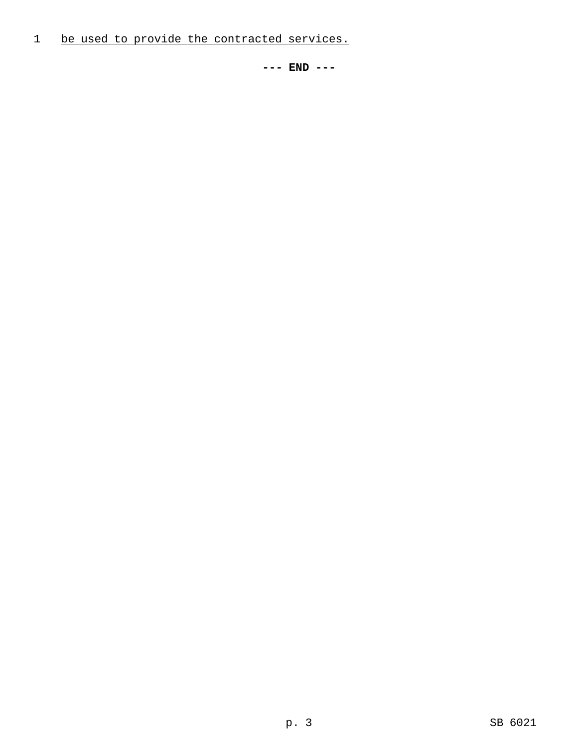be used to provide the contracted services.

**--- END ---**